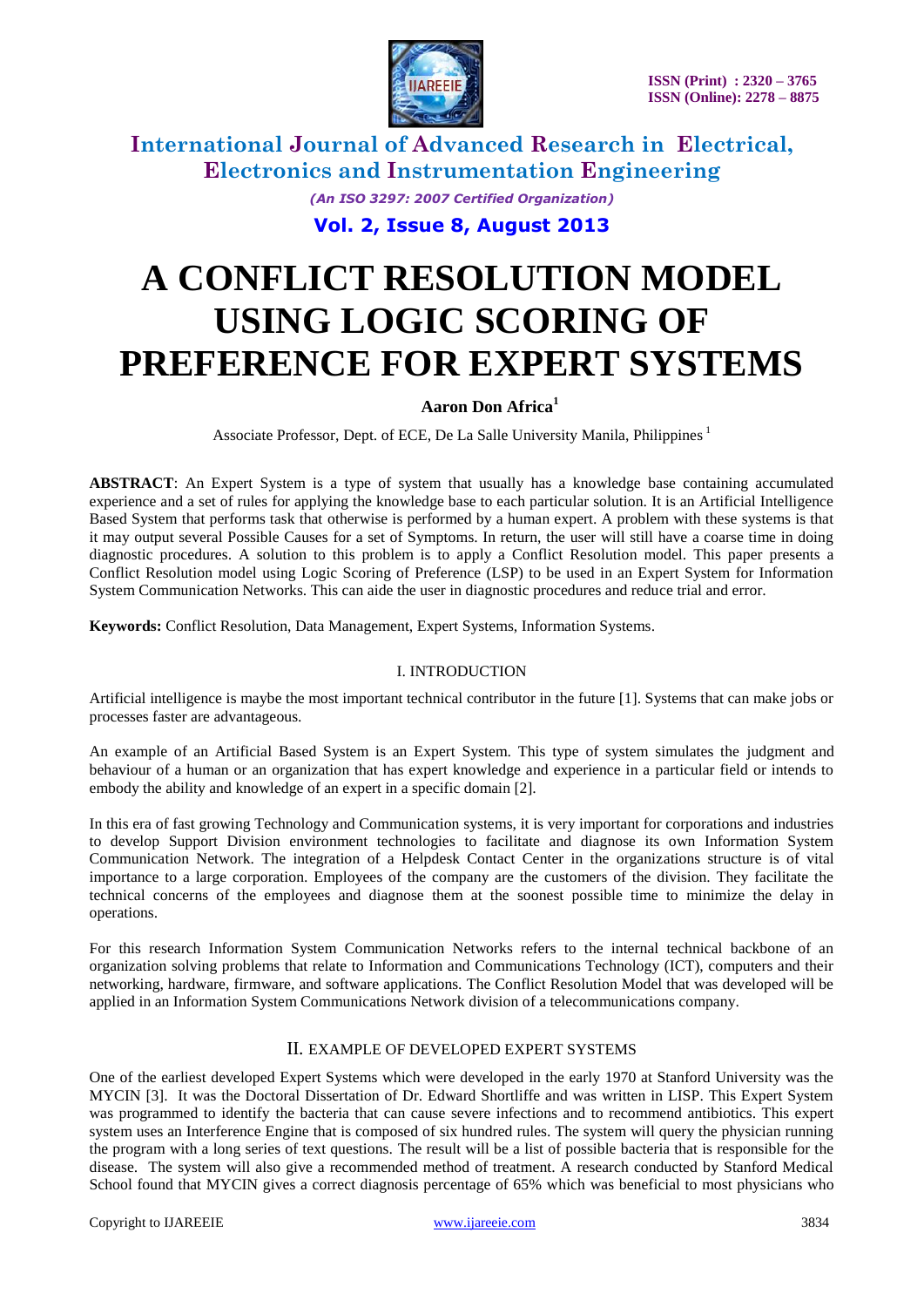# A CONFLICT RESOLUTION MODEL USING LOGIC SCORING OF PREFERENCE FOR EXPERT SYSTEMS

**Aaron Don Africa**[1]

Associate Professor, Dept. of ECE, De La Salle University Manila, Philippines [1]

**ABSTRACT**: An Expert System is a type of system that usually has a knowledge base containing accumulated experience and a set of rules for applying the knowledge base to each particular solution. It is an Artificial Intelligence Based System that performs task that otherwise is performed by a human expert. A problem with these systems is that it may output several Possible Causes for a set of Symptoms. In return, the user will still have a coarse time in doing diagnostic procedures. A solution to this problem is to apply a Conflict Resolution model. This paper presents a Conflict Resolution model using Logic Scoring of Preference (LSP) to be used in an Expert System for Information System Communication Networks. This can aide the user in diagnostic procedures and reduce trial and error.

**Keywords:** Conflict Resolution, Data Management, Expert Systems, Information Systems.

## I. INTRODUCTION

Artificial intelligence is maybe the most important technical contributor in the future [1]. Systems that can make jobs or processes faster are advantageous.

An example of an Artificial Based System is an Expert System. This type of system simulates the judgment and behaviour of a human or an organization that has expert knowledge and experience in a particular field or intends to embody the ability and knowledge of an expert in a specific domain [2].

In this era of fast growing Technology and Communication systems, it is very important for corporations and industries to develop Support Division environment technologies to facilitate and diagnose its own Information System Communication Network. The integration of a Helpdesk Contact Center in the organizations structure is of vital importance to a large corporation. Employees of the company are the customers of the division. They facilitate the technical concerns of the employees and diagnose them at the soonest possible time to minimize the delay in operations.

For this research Information System Communication Networks refers to the internal technical backbone of an organization solving problems that relate to Information and Communications Technology (ICT), computers and their networking, hardware, firmware, and software applications. The Conflict Resolution Model that was developed will be applied in an Information System Communications Network division of a telecommunications company.

## II. EXAMPLE OF DEVELOPED EXPERT SYSTEMS

One of the earliest developed Expert Systems which were developed in the early 1970 at Stanford University was the MYCIN [3]. It was the Doctoral Dissertation of Dr. Edward Shortliffe and was written in LISP. This Expert System was programmed to identify the bacteria that can cause severe infections and to recommend antibiotics. This expert system uses an Interference Engine that is composed of six hundred rules. The system will query the physician running the program with a long series of text questions. The result will be a list of possible bacteria that is responsible for the disease. The system will also give a recommended method of treatment. A research conducted by Stanford Medical School found that MYCIN gives a correct diagnosis percentage of 65% which was beneficial to most physicians who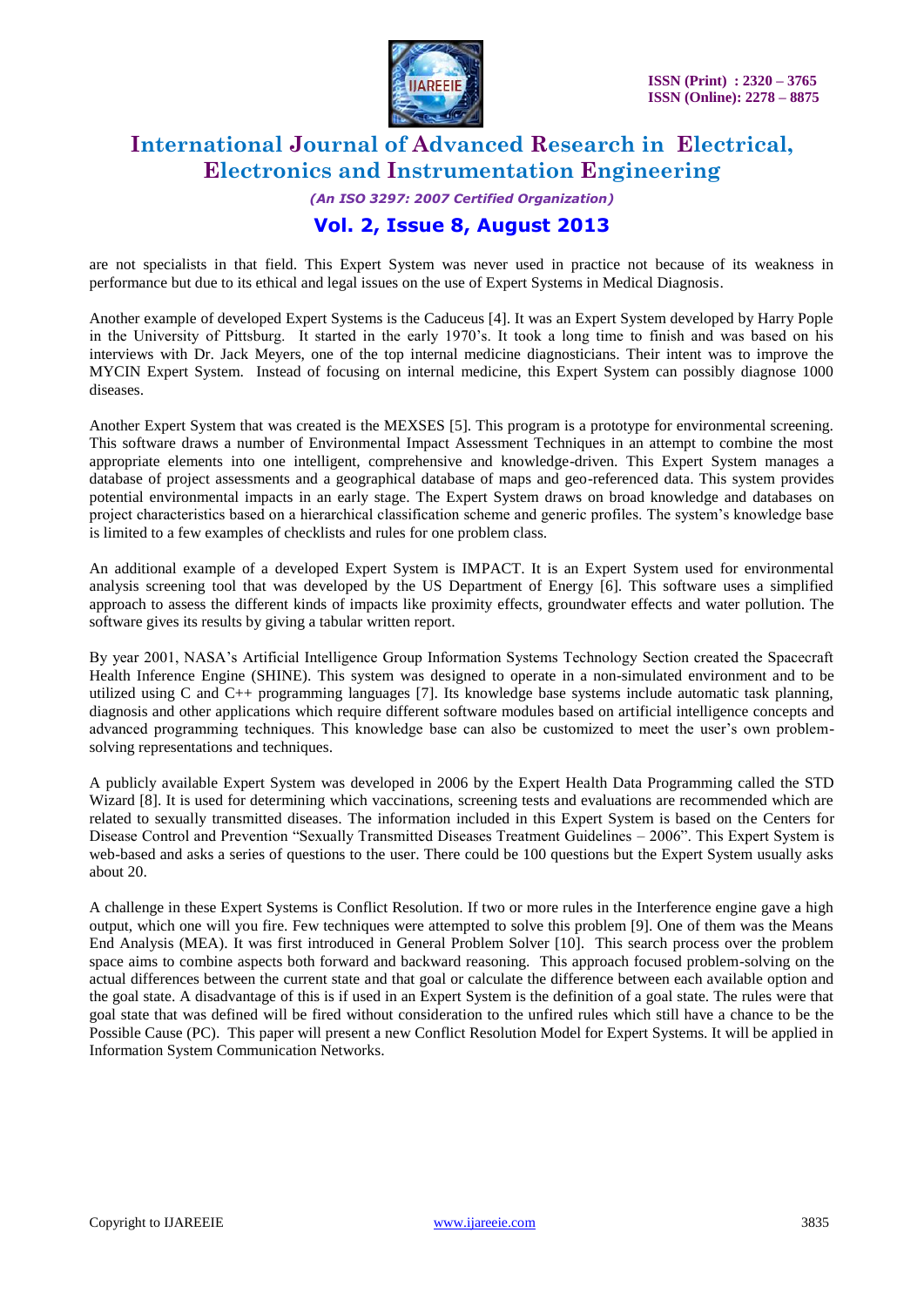are not specialists in that field. This Expert System was never used in practice not because of its weakness in performance but due to its ethical and legal issues on the use of Expert Systems in Medical Diagnosis.

Another example of developed Expert Systems is the Caduceus [4]. It was an Expert System developed by Harry Pople in the University of Pittsburg. It started in the early 1970's. It took a long time to finish and was based on his interviews with Dr. Jack Meyers, one of the top internal medicine diagnosticians. Their intent was to improve the MYCIN Expert System. Instead of focusing on internal medicine, this Expert System can possibly diagnose 1000 diseases.

Another Expert System that was created is the MEXSES [5]. This program is a prototype for environmental screening. This software draws a number of Environmental Impact Assessment Techniques in an attempt to combine the most appropriate elements into one intelligent, comprehensive and knowledge-driven. This Expert System manages a database of project assessments and a geographical database of maps and geo-referenced data. This system provides potential environmental impacts in an early stage. The Expert System draws on broad knowledge and databases on project characteristics based on a hierarchical classification scheme and generic profiles. The system's knowledge base is limited to a few examples of checklists and rules for one problem class.

An additional example of a developed Expert System is IMPACT. It is an Expert System used for environmental analysis screening tool that was developed by the US Department of Energy [6]. This software uses a simplified approach to assess the different kinds of impacts like proximity effects, groundwater effects and water pollution. The software gives its results by giving a tabular written report.

By year 2001, NASA's Artificial Intelligence Group Information Systems Technology Section created the Spacecraft Health Inference Engine (SHINE). This system was designed to operate in a non-simulated environment and to be utilized using C and C++ programming languages [7]. Its knowledge base systems include automatic task planning, diagnosis and other applications which require different software modules based on artificial intelligence concepts and advanced programming techniques. This knowledge base can also be customized to meet the user's own problem-solving representations and techniques.

A publicly available Expert System was developed in 2006 by the Expert Health Data Programming called the STD Wizard [8]. It is used for determining which vaccinations, screening tests and evaluations are recommended which are related to sexually transmitted diseases. The information included in this Expert System is based on the Centers for Disease Control and Prevention "Sexually Transmitted Diseases Treatment Guidelines – 2006". This Expert System is web-based and asks a series of questions to the user. There could be 100 questions but the Expert System usually asks about 20.

A challenge in these Expert Systems is Conflict Resolution. If two or more rules in the Interference engine gave a high output, which one will you fire. Few techniques were attempted to solve this problem [9]. One of them was the Means End Analysis (MEA). It was first introduced in General Problem Solver [10]. This search process over the problem space aims to combine aspects both forward and backward reasoning. This approach focused problem-solving on the actual differences between the current state and that goal or calculate the difference between each available option and the goal state. A disadvantage of this is if used in an Expert System is the definition of a goal state. The rules were that goal state that was defined will be fired without consideration to the unfired rules which still have a chance to be the Possible Cause (PC). This paper will present a new Conflict Resolution Model for Expert Systems. It will be applied in Information System Communication Networks.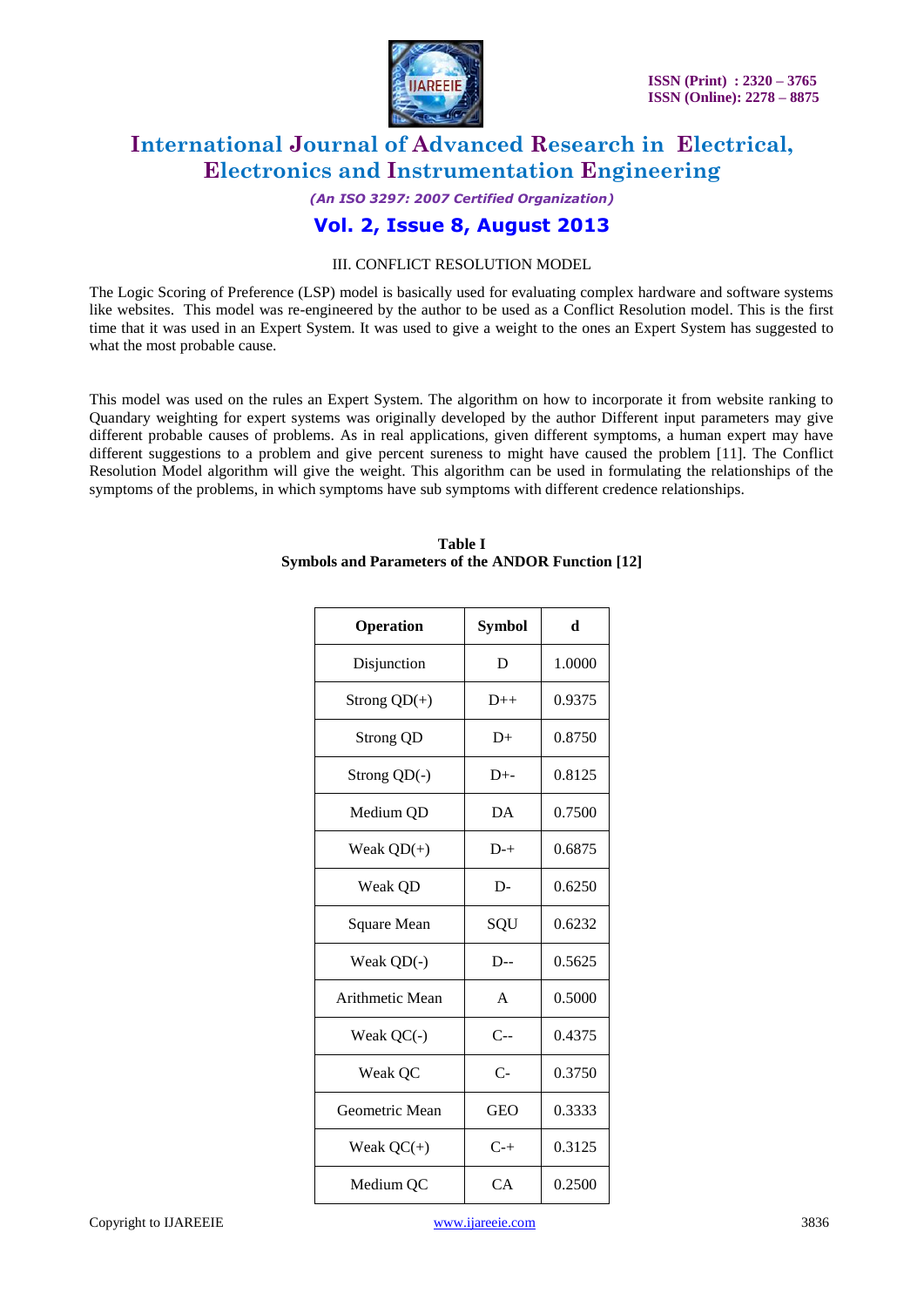## III. CONFLICT RESOLUTION MODEL

The Logic Scoring of Preference (LSP) model is basically used for evaluating complex hardware and software systems like websites. This model was re-engineered by the author to be used as a Conflict Resolution model. This is the first time that it was used in an Expert System. It was used to give a weight to the ones an Expert System has suggested to what the most probable cause.

This model was used on the rules an Expert System. The algorithm on how to incorporate it from website ranking to Quandary weighting for expert systems was originally developed by the author Different input parameters may give different probable causes of problems. As in real applications, given different symptoms, a human expert may have different suggestions to a problem and give percent sureness to might have caused the problem [11]. The Conflict Resolution Model algorithm will give the weight. This algorithm can be used in formulating the relationships of the symptoms of the problems, in which symptoms have sub symptoms with different credence relationships.

**Table I**
**Symbols and Parameters of the ANDOR Function [12]**

| Operation | Symbol | d |
|---|---|---|
| Disjunction | D | 1.0000 |
| Strong QD(+) | D++ | 0.9375 |
| Strong QD | D+ | 0.8750 |
| Strong QD(-) | D+- | 0.8125 |
| Medium QD | DA | 0.7500 |
| Weak QD(+) | D-+ | 0.6875 |
| Weak QD | D- | 0.6250 |
| Square Mean | SQU | 0.6232 |
| Weak QD(-) | D-- | 0.5625 |
| Arithmetic Mean | A | 0.5000 |
| Weak QC(-) | C-- | 0.4375 |
| Weak QC | C- | 0.3750 |
| Geometric Mean | GEO | 0.3333 |
| Weak QC(+) | C-+ | 0.3125 |
| Medium QC | CA | 0.2500 |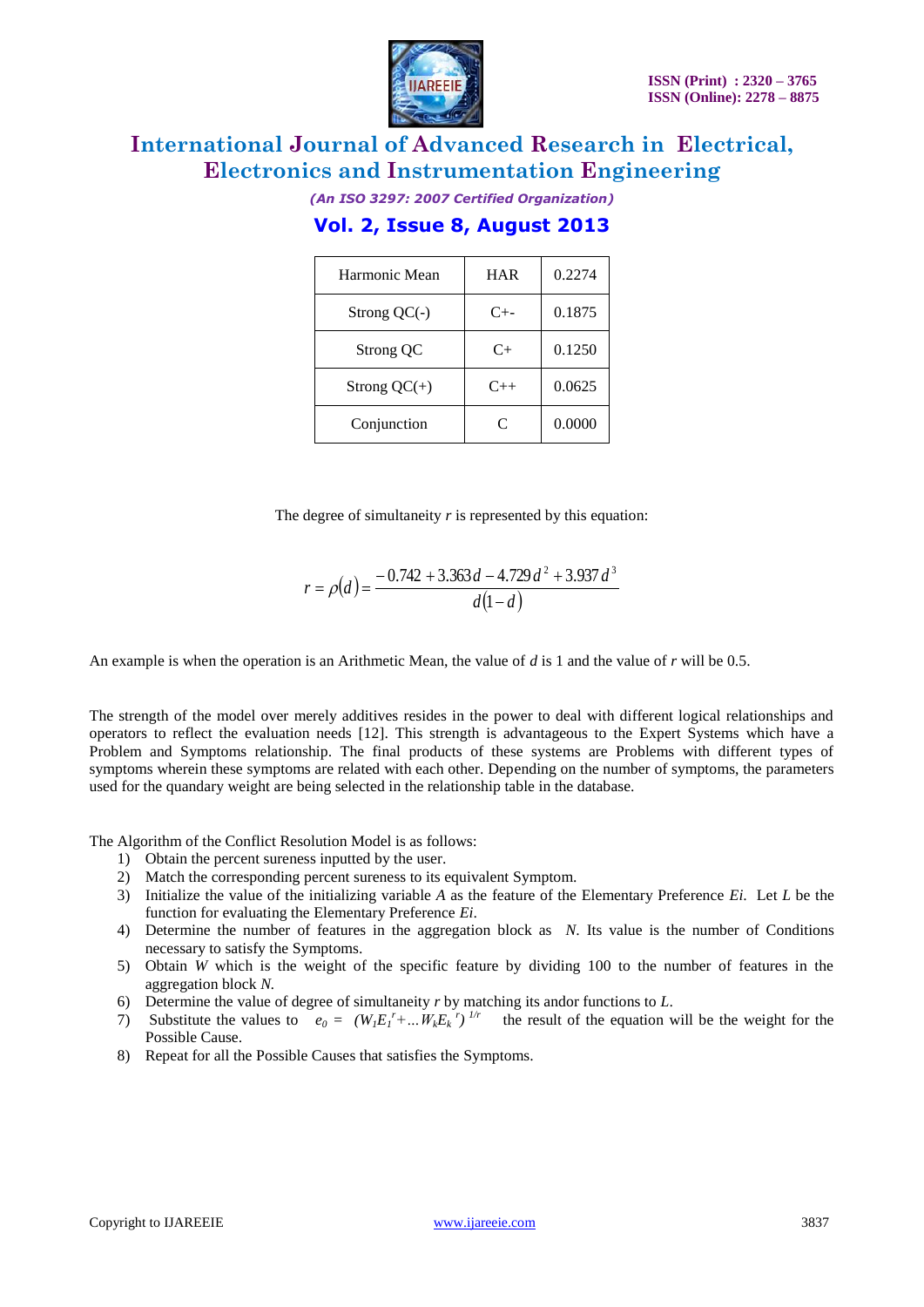| Harmonic Mean | HAR | 0.2274 |
|---|---|---|
| Strong QC(-) | C+- | 0.1875 |
| Strong QC | C+ | 0.1250 |
| Strong QC(+) | C++ | 0.0625 |
| Conjunction | C | 0.0000 |

The degree of simultaneity $r$ is represented by this equation:

$$r = \rho(d) = \frac{-0.742 + 3.363d - 4.729d^2 + 3.937d^3}{d(1-d)}$$

An example is when the operation is an Arithmetic Mean, the value of $d$ is 1 and the value of $r$ will be 0.5.

The strength of the model over merely additives resides in the power to deal with different logical relationships and operators to reflect the evaluation needs [12]. This strength is advantageous to the Expert Systems which have a Problem and Symptoms relationship. The final products of these systems are Problems with different types of symptoms wherein these symptoms are related with each other. Depending on the number of symptoms, the parameters used for the quandary weight are being selected in the relationship table in the database.

The Algorithm of the Conflict Resolution Model is as follows:

1) Obtain the percent sureness inputted by the user.
2) Match the corresponding percent sureness to its equivalent Symptom.
3) Initialize the value of the initializing variable $A$ as the feature of the Elementary Preference $Ei$. Let $L$ be the function for evaluating the Elementary Preference $Ei$.
4) Determine the number of features in the aggregation block as $N$. Its value is the number of Conditions necessary to satisfy the Symptoms.
5) Obtain $W$ which is the weight of the specific feature by dividing 100 to the number of features in the aggregation block $N$.
6) Determine the value of degree of simultaneity $r$ by matching its andor functions to $L$.
7) Substitute the values to $e_0 = (W_1 E_1^{\,r} + \ldots W_k E_k^{\,r})^{1/r}$ the result of the equation will be the weight for the Possible Cause.
8) Repeat for all the Possible Causes that satisfies the Symptoms.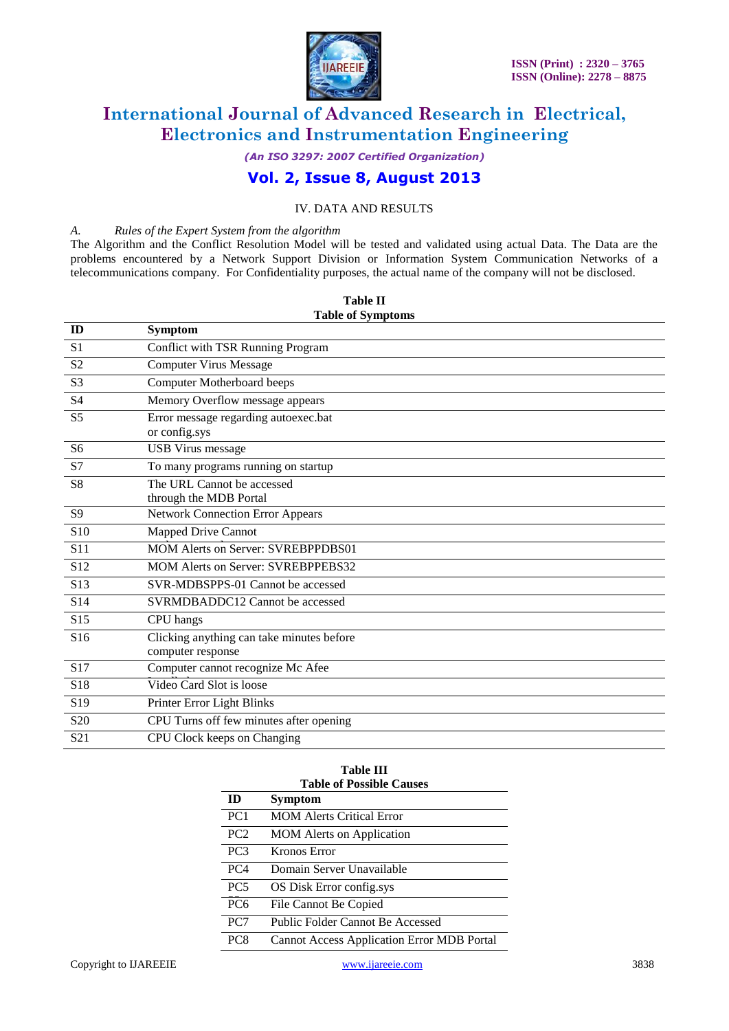## IV. DATA AND RESULTS

*A. Rules of the Expert System from the algorithm*

The Algorithm and the Conflict Resolution Model will be tested and validated using actual Data. The Data are the problems encountered by a Network Support Division or Information System Communication Networks of a telecommunications company. For Confidentiality purposes, the actual name of the company will not be disclosed.

**Table II**
**Table of Symptoms**

| ID | Symptom |
|---|---|
| S1 | Conflict with TSR Running Program |
| S2 | Computer Virus Message |
| S3 | Computer Motherboard beeps |
| S4 | Memory Overflow message appears |
| S5 | Error message regarding autoexec.bat or config.sys |
| S6 | USB Virus message |
| S7 | To many programs running on startup |
| S8 | The URL Cannot be accessed through the MDB Portal |
| S9 | Network Connection Error Appears |
| S10 | Mapped Drive Cannot |
| S11 | MOM Alerts on Server: SVREBPPDBS01 |
| S12 | MOM Alerts on Server: SVREBPPEBS32 |
| S13 | SVR-MDBSPPS-01 Cannot be accessed |
| S14 | SVRMDBADDC12 Cannot be accessed |
| S15 | CPU hangs |
| S16 | Clicking anything can take minutes before computer response |
| S17 | Computer cannot recognize Mc Afee |
| S18 | Video Card Slot is loose |
| S19 | Printer Error Light Blinks |
| S20 | CPU Turns off few minutes after opening |
| S21 | CPU Clock keeps on Changing |

**Table III**
**Table of Possible Causes**

| ID | Symptom |
|---|---|
| PC1 | MOM Alerts Critical Error |
| PC2 | MOM Alerts on Application |
| PC3 | Kronos Error |
| PC4 | Domain Server Unavailable |
| PC5 | OS Disk Error config.sys |
| PC6 | File Cannot Be Copied |
| PC7 | Public Folder Cannot Be Accessed |
| PC8 | Cannot Access Application Error MDB Portal |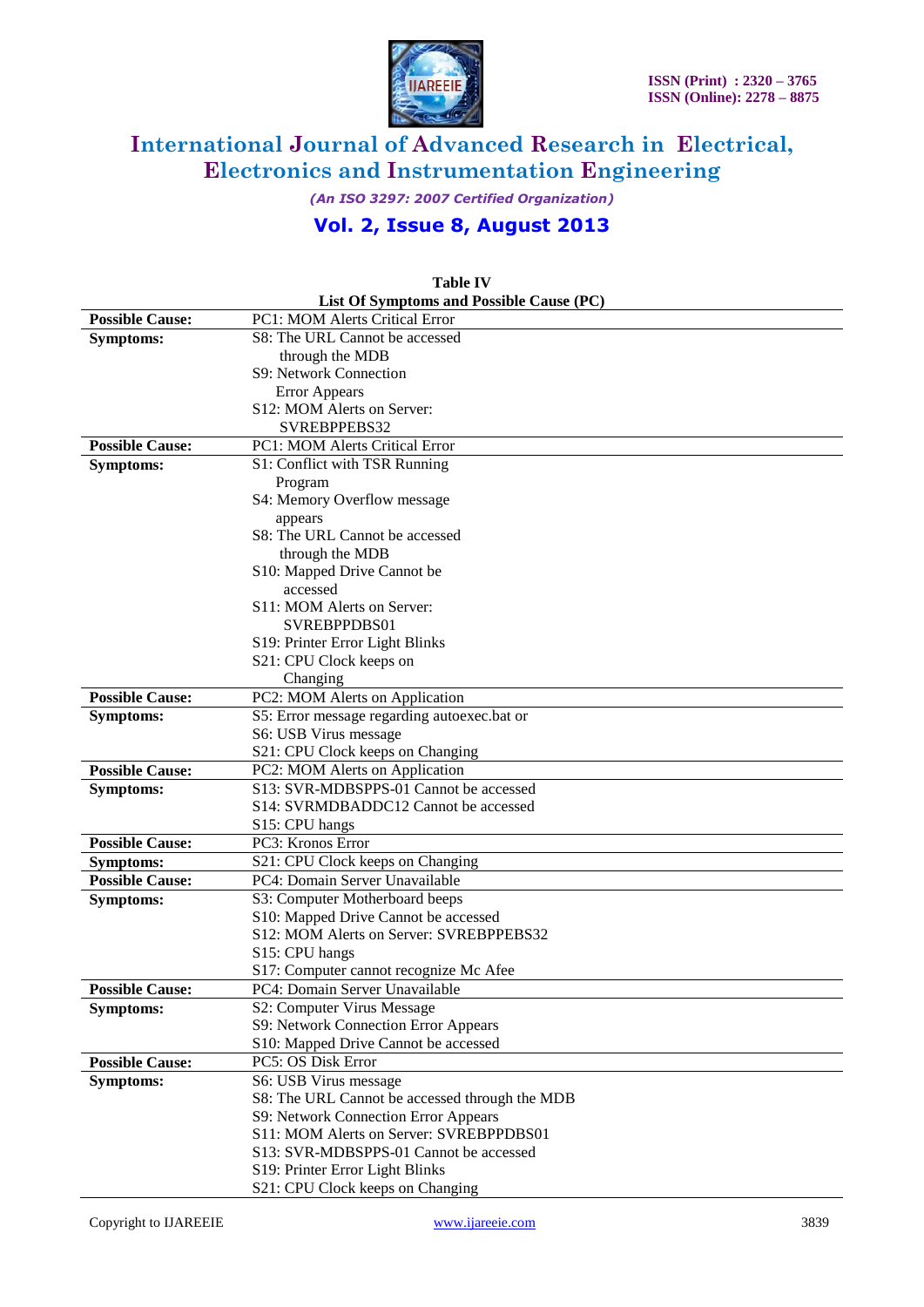**Table IV**
**List Of Symptoms and Possible Cause (PC)**

| | |
|---|---|
| **Possible Cause:** | PC1: MOM Alerts Critical Error |
| **Symptoms:** | S8: The URL Cannot be accessed through the MDB<br>S9: Network Connection Error Appears<br>S12: MOM Alerts on Server: SVREBPPEBS32 |
| **Possible Cause:** | PC1: MOM Alerts Critical Error |
| **Symptoms:** | S1: Conflict with TSR Running Program<br>S4: Memory Overflow message appears<br>S8: The URL Cannot be accessed through the MDB<br>S10: Mapped Drive Cannot be accessed<br>S11: MOM Alerts on Server: SVREBPPDBS01<br>S19: Printer Error Light Blinks<br>S21: CPU Clock keeps on Changing |
| **Possible Cause:** | PC2: MOM Alerts on Application |
| **Symptoms:** | S5: Error message regarding autoexec.bat or<br>S6: USB Virus message<br>S21: CPU Clock keeps on Changing |
| **Possible Cause:** | PC2: MOM Alerts on Application |
| **Symptoms:** | S13: SVR-MDBSPPS-01 Cannot be accessed<br>S14: SVRMDBADDC12 Cannot be accessed<br>S15: CPU hangs |
| **Possible Cause:** | PC3: Kronos Error |
| **Symptoms:** | S21: CPU Clock keeps on Changing |
| **Possible Cause:** | PC4: Domain Server Unavailable |
| **Symptoms:** | S3: Computer Motherboard beeps<br>S10: Mapped Drive Cannot be accessed<br>S12: MOM Alerts on Server: SVREBPPEBS32<br>S15: CPU hangs<br>S17: Computer cannot recognize Mc Afee |
| **Possible Cause:** | PC4: Domain Server Unavailable |
| **Symptoms:** | S2: Computer Virus Message<br>S9: Network Connection Error Appears<br>S10: Mapped Drive Cannot be accessed |
| **Possible Cause:** | PC5: OS Disk Error |
| **Symptoms:** | S6: USB Virus message<br>S8: The URL Cannot be accessed through the MDB<br>S9: Network Connection Error Appears<br>S11: MOM Alerts on Server: SVREBPPDBS01<br>S13: SVR-MDBSPPS-01 Cannot be accessed<br>S19: Printer Error Light Blinks<br>S21: CPU Clock keeps on Changing |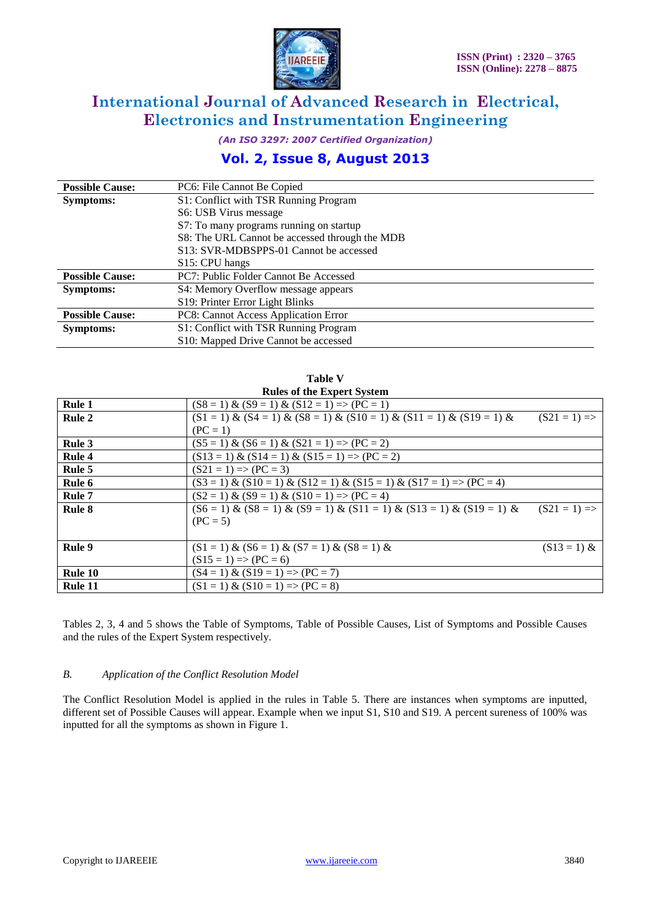| | |
|---|---|
| **Possible Cause:** | PC6: File Cannot Be Copied |
| **Symptoms:** | S1: Conflict with TSR Running Program |
| | S6: USB Virus message |
| | S7: To many programs running on startup |
| | S8: The URL Cannot be accessed through the MDB |
| | S13: SVR-MDBSPPS-01 Cannot be accessed |
| | S15: CPU hangs |
| **Possible Cause:** | PC7: Public Folder Cannot Be Accessed |
| **Symptoms:** | S4: Memory Overflow message appears |
| | S19: Printer Error Light Blinks |
| **Possible Cause:** | PC8: Cannot Access Application Error |
| **Symptoms:** | S1: Conflict with TSR Running Program |
| | S10: Mapped Drive Cannot be accessed |

**Table V**
**Rules of the Expert System**

| | |
|---|---|
| **Rule 1** | (S8 = 1) & (S9 = 1) & (S12 = 1) => (PC = 1) |
| **Rule 2** | (S1 = 1) & (S4 = 1) & (S8 = 1) & (S10 = 1) & (S11 = 1) & (S19 = 1) & (S21 = 1) => (PC = 1) |
| **Rule 3** | (S5 = 1) & (S6 = 1) & (S21 = 1) => (PC = 2) |
| **Rule 4** | (S13 = 1) & (S14 = 1) & (S15 = 1) => (PC = 2) |
| **Rule 5** | (S21 = 1) => (PC = 3) |
| **Rule 6** | (S3 = 1) & (S10 = 1) & (S12 = 1) & (S15 = 1) & (S17 = 1) => (PC = 4) |
| **Rule 7** | (S2 = 1) & (S9 = 1) & (S10 = 1) => (PC = 4) |
| **Rule 8** | (S6 = 1) & (S8 = 1) & (S9 = 1) & (S11 = 1) & (S13 = 1) & (S19 = 1) & (S21 = 1) => (PC = 5) |
| **Rule 9** | (S1 = 1) & (S6 = 1) & (S7 = 1) & (S8 = 1) & (S13 = 1) & (S15 = 1) => (PC = 6) |
| **Rule 10** | (S4 = 1) & (S19 = 1) => (PC = 7) |
| **Rule 11** | (S1 = 1) & (S10 = 1) => (PC = 8) |

Tables 2, 3, 4 and 5 shows the Table of Symptoms, Table of Possible Causes, List of Symptoms and Possible Causes and the rules of the Expert System respectively.

### *B. Application of the Conflict Resolution Model*

The Conflict Resolution Model is applied in the rules in Table 5. There are instances when symptoms are inputted, different set of Possible Causes will appear. Example when we input S1, S10 and S19. A percent sureness of 100% was inputted for all the symptoms as shown in Figure 1.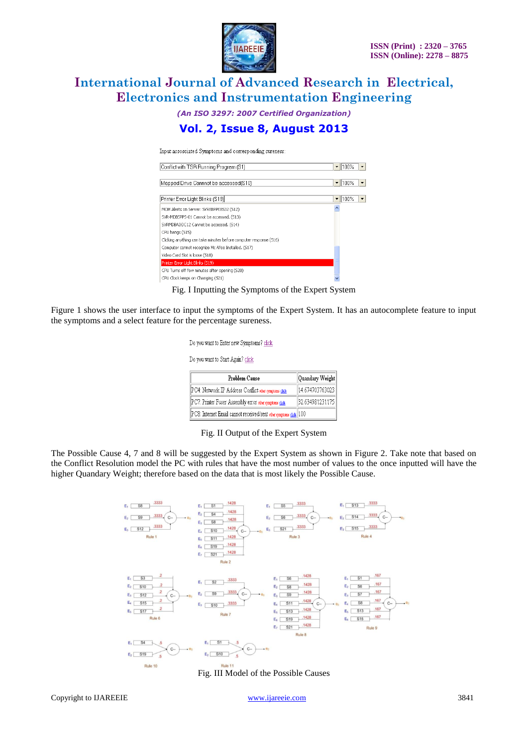Input associated Symptoms and corresponding sureness:

Fig. I Inputting the Symptoms of the Expert System

Figure 1 shows the user interface to input the symptoms of the Expert System. It has an autocomplete feature to input the symptoms and a select feature for the percentage sureness.

Do you want to Enter new Symptoms? click

Do you want to Start Again? click

| Problem Cause | Quandary Weight |
|---|---|
| PC4: Network IP Address Conflict other symptoms click | 14.674703763023 |
| PC7: Printer Fuser Assembly error other symptoms click | 32.634981231175 |
| PC8: Internet Email cannot received/sent other symptoms click | 100 |

Fig. II Output of the Expert System

The Possible Cause 4, 7 and 8 will be suggested by the Expert System as shown in Figure 2. Take note that based on the Conflict Resolution model the PC with rules that have the most number of values to the once inputted will have the higher Quandary Weight; therefore based on the data that is most likely the Possible Cause.

Fig. III Model of the Possible Causes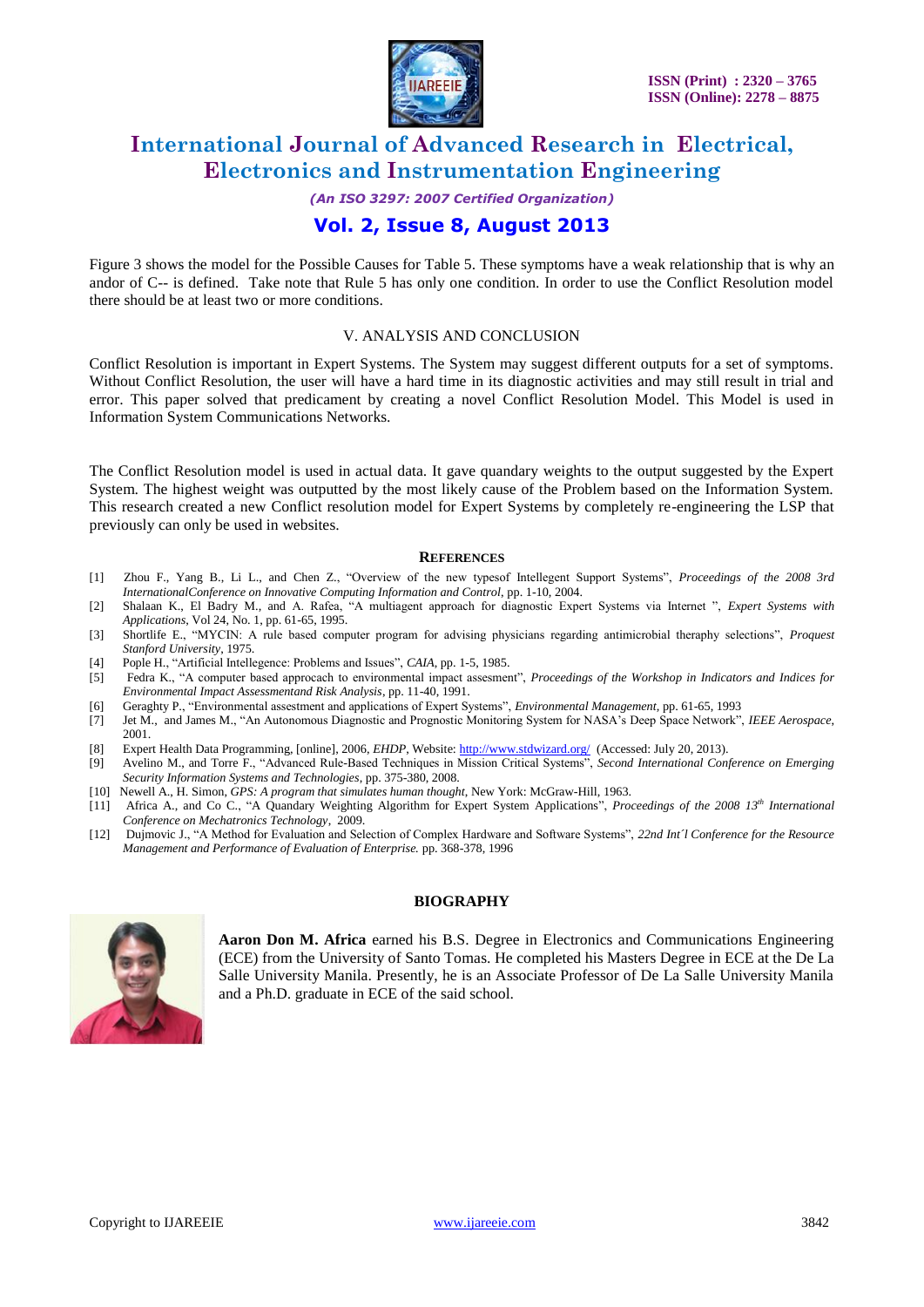Figure 3 shows the model for the Possible Causes for Table 5. These symptoms have a weak relationship that is why an andor of C-- is defined. Take note that Rule 5 has only one condition. In order to use the Conflict Resolution model there should be at least two or more conditions.

## V. ANALYSIS AND CONCLUSION

Conflict Resolution is important in Expert Systems. The System may suggest different outputs for a set of symptoms. Without Conflict Resolution, the user will have a hard time in its diagnostic activities and may still result in trial and error. This paper solved that predicament by creating a novel Conflict Resolution Model. This Model is used in Information System Communications Networks.

The Conflict Resolution model is used in actual data. It gave quandary weights to the output suggested by the Expert System. The highest weight was outputted by the most likely cause of the Problem based on the Information System. This research created a new Conflict resolution model for Expert Systems by completely re-engineering the LSP that previously can only be used in websites.

## REFERENCES

[1] Zhou F., Yang B., Li L., and Chen Z., "Overview of the new typesof Intellegent Support Systems", *Proceedings of the 2008 3rd InternationalConference on Innovative Computing Information and Control*, pp. 1-10, 2004.

[2] Shalaan K., El Badry M., and A. Rafea, "A multiagent approach for diagnostic Expert Systems via Internet ", *Expert Systems with Applications*, Vol 24, No. 1, pp. 61-65, 1995.

[3] Shortlife E., "MYCIN: A rule based computer program for advising physicians regarding antimicrobial theraphy selections", *Proquest Stanford University*, 1975.

[4] Pople H., "Artificial Intellegence: Problems and Issues", *CAIA*, pp. 1-5, 1985.

[5] Fedra K., "A computer based approcach to environmental impact assesment", *Proceedings of the Workshop in Indicators and Indices for Environmental Impact Assessmentand Risk Analysis*, pp. 11-40, 1991.

[6] Geraghty P., "Environmental assestment and applications of Expert Systems", *Environmental Management*, pp. 61-65, 1993

[7] Jet M., and James M., "An Autonomous Diagnostic and Prognostic Monitoring System for NASA's Deep Space Network", *IEEE Aerospace*, 2001.

[8] Expert Health Data Programming, [online], 2006, *EHDP*, Website: http://www.stdwizard.org/ (Accessed: July 20, 2013).

[9] Avelino M., and Torre F., "Advanced Rule-Based Techniques in Mission Critical Systems", *Second International Conference on Emerging Security Information Systems and Technologies*, pp. 375-380, 2008.

[10] Newell A., H. Simon, *GPS: A program that simulates human thought*, New York: McGraw-Hill, 1963.

[11] Africa A., and Co C., "A Quandary Weighting Algorithm for Expert System Applications", *Proceedings of the 2008 13th International Conference on Mechatronics Technology*, 2009.

[12] Dujmovic J., "A Method for Evaluation and Selection of Complex Hardware and Software Systems", *22nd Int´l Conference for the Resource Management and Performance of Evaluation of Enterprise.* pp. 368-378, 1996

## BIOGRAPHY

**Aaron Don M. Africa** earned his B.S. Degree in Electronics and Communications Engineering (ECE) from the University of Santo Tomas. He completed his Masters Degree in ECE at the De La Salle University Manila. Presently, he is an Associate Professor of De La Salle University Manila and a Ph.D. graduate in ECE of the said school.